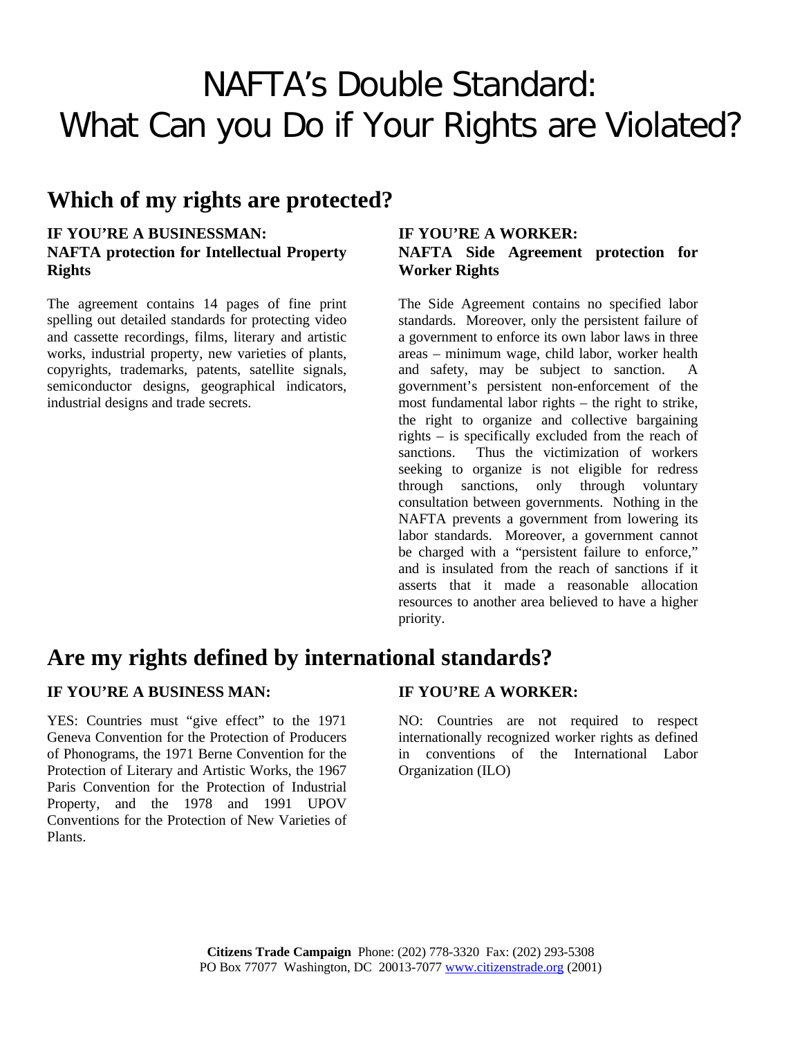# NAFTA's Double Standard: What Can you Do if Your Rights are Violated?

## Which of my rights are protected?

### IF YOU'RE A BUSINESSMAN: NAFTA protection for Intellectual Property Rights

The agreement contains 14 pages of fine print spelling out detailed standards for protecting video and cassette recordings, films, literary and artistic works, industrial property, new varieties of plants, copyrights, trademarks, patents, satellite signals, semiconductor designs, geographical indicators, industrial designs and trade secrets.

### IF YOU'RE A WORKER: NAFTA Side Agreement protection for Worker Rights

The Side Agreement contains no specified labor standards. Moreover, only the persistent failure of a government to enforce its own labor laws in three areas – minimum wage, child labor, worker health and safety, may be subject to sanction. A government's persistent non-enforcement of the most fundamental labor rights – the right to strike, the right to organize and collective bargaining rights – is specifically excluded from the reach of sanctions. Thus the victimization of workers seeking to organize is not eligible for redress through sanctions, only through voluntary consultation between governments. Nothing in the NAFTA prevents a government from lowering its labor standards. Moreover, a government cannot be charged with a "persistent failure to enforce," and is insulated from the reach of sanctions if it asserts that it made a reasonable allocation resources to another area believed to have a higher priority.

## Are my rights defined by international standards?

### IF YOU'RE A BUSINESS MAN:

YES: Countries must "give effect" to the 1971 Geneva Convention for the Protection of Producers of Phonograms, the 1971 Berne Convention for the Protection of Literary and Artistic Works, the 1967 Paris Convention for the Protection of Industrial Property, and the 1978 and 1991 UPOV Conventions for the Protection of New Varieties of Plants.

### IF YOU'RE A WORKER:

NO: Countries are not required to respect internationally recognized worker rights as defined in conventions of the International Labor Organization (ILO)

**Citizens Trade Campaign** Phone: (202) 778-3320 Fax: (202) 293-5308
PO Box 77077 Washington, DC 20013-7077 www.citizenstrade.org (2001)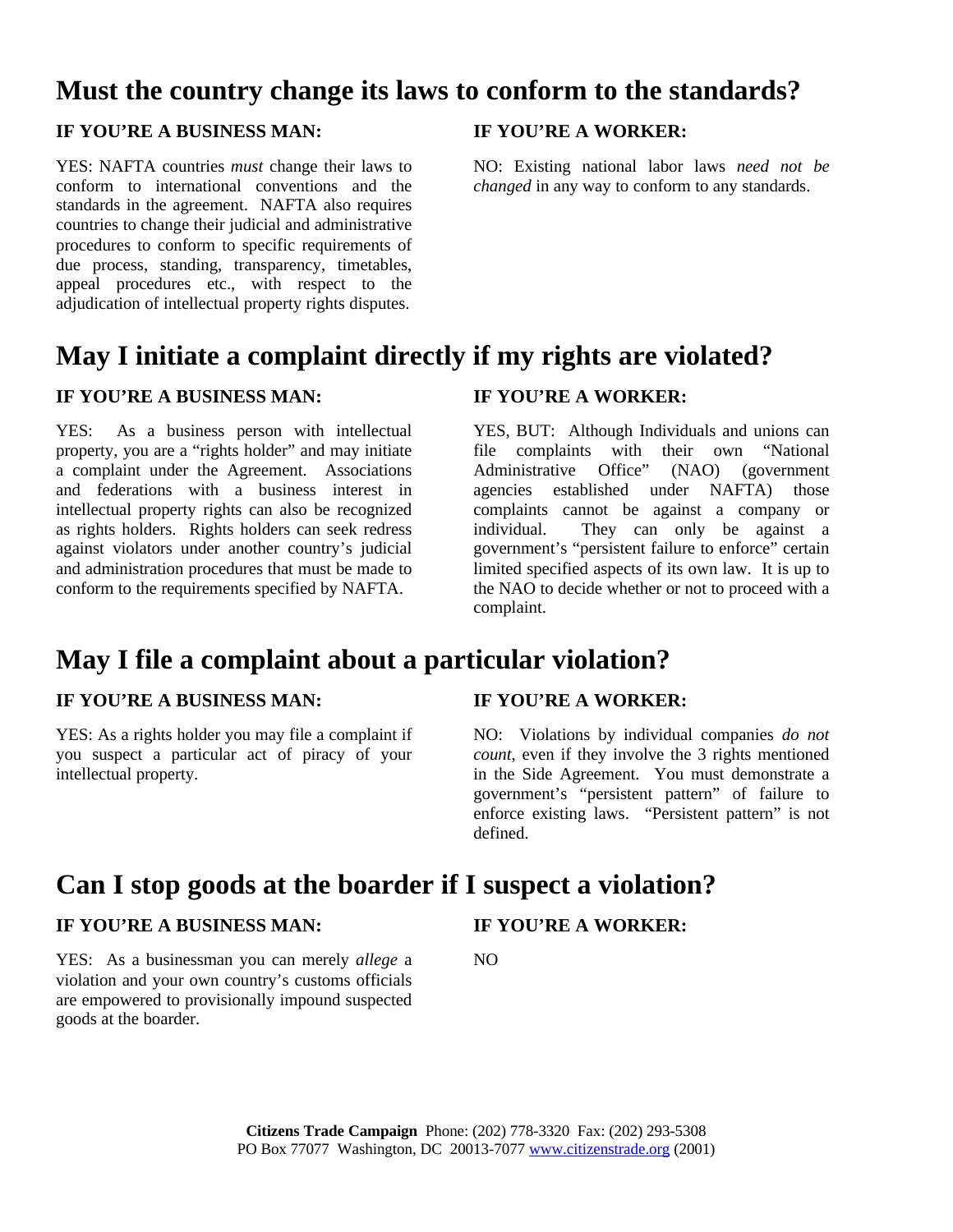## Must the country change its laws to conform to the standards?

**IF YOU'RE A BUSINESS MAN:**

YES: NAFTA countries *must* change their laws to conform to international conventions and the standards in the agreement. NAFTA also requires countries to change their judicial and administrative procedures to conform to specific requirements of due process, standing, transparency, timetables, appeal procedures etc., with respect to the adjudication of intellectual property rights disputes.

**IF YOU'RE A WORKER:**

NO: Existing national labor laws *need not be changed* in any way to conform to any standards.

## May I initiate a complaint directly if my rights are violated?

**IF YOU'RE A BUSINESS MAN:**

YES: As a business person with intellectual property, you are a "rights holder" and may initiate a complaint under the Agreement. Associations and federations with a business interest in intellectual property rights can also be recognized as rights holders. Rights holders can seek redress against violators under another country's judicial and administration procedures that must be made to conform to the requirements specified by NAFTA.

**IF YOU'RE A WORKER:**

YES, BUT: Although Individuals and unions can file complaints with their own "National Administrative Office" (NAO) (government agencies established under NAFTA) those complaints cannot be against a company or individual. They can only be against a government's "persistent failure to enforce" certain limited specified aspects of its own law. It is up to the NAO to decide whether or not to proceed with a complaint.

## May I file a complaint about a particular violation?

**IF YOU'RE A BUSINESS MAN:**

YES: As a rights holder you may file a complaint if you suspect a particular act of piracy of your intellectual property.

**IF YOU'RE A WORKER:**

NO: Violations by individual companies *do not count*, even if they involve the 3 rights mentioned in the Side Agreement. You must demonstrate a government's "persistent pattern" of failure to enforce existing laws. "Persistent pattern" is not defined.

## Can I stop goods at the boarder if I suspect a violation?

**IF YOU'RE A BUSINESS MAN:**

YES: As a businessman you can merely *allege* a violation and your own country's customs officials are empowered to provisionally impound suspected goods at the boarder.

**IF YOU'RE A WORKER:**

NO

**Citizens Trade Campaign** Phone: (202) 778-3320 Fax: (202) 293-5308
PO Box 77077 Washington, DC 20013-7077 www.citizenstrade.org (2001)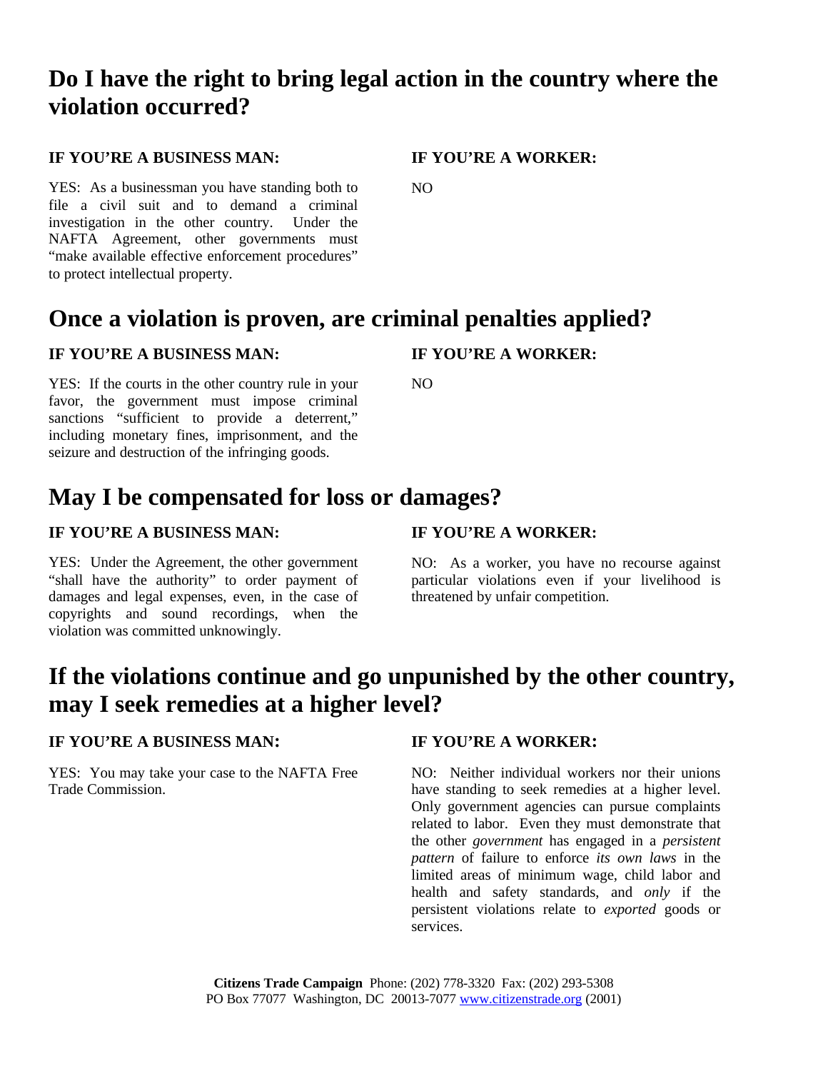## Do I have the right to bring legal action in the country where the violation occurred?

**IF YOU'RE A BUSINESS MAN:**

YES: As a businessman you have standing both to file a civil suit and to demand a criminal investigation in the other country. Under the NAFTA Agreement, other governments must "make available effective enforcement procedures" to protect intellectual property.

**IF YOU'RE A WORKER:**

NO

## Once a violation is proven, are criminal penalties applied?

**IF YOU'RE A BUSINESS MAN:**

YES: If the courts in the other country rule in your favor, the government must impose criminal sanctions "sufficient to provide a deterrent," including monetary fines, imprisonment, and the seizure and destruction of the infringing goods.

**IF YOU'RE A WORKER:**

NO

## May I be compensated for loss or damages?

**IF YOU'RE A BUSINESS MAN:**

YES: Under the Agreement, the other government "shall have the authority" to order payment of damages and legal expenses, even, in the case of copyrights and sound recordings, when the violation was committed unknowingly.

**IF YOU'RE A WORKER:**

NO: As a worker, you have no recourse against particular violations even if your livelihood is threatened by unfair competition.

## If the violations continue and go unpunished by the other country, may I seek remedies at a higher level?

**IF YOU'RE A BUSINESS MAN:**

YES: You may take your case to the NAFTA Free Trade Commission.

**IF YOU'RE A WORKER:**

NO: Neither individual workers nor their unions have standing to seek remedies at a higher level. Only government agencies can pursue complaints related to labor. Even they must demonstrate that the other *government* has engaged in a *persistent pattern* of failure to enforce *its own laws* in the limited areas of minimum wage, child labor and health and safety standards, and *only* if the persistent violations relate to *exported* goods or services.

**Citizens Trade Campaign** Phone: (202) 778-3320 Fax: (202) 293-5308
PO Box 77077 Washington, DC 20013-7077 www.citizenstrade.org (2001)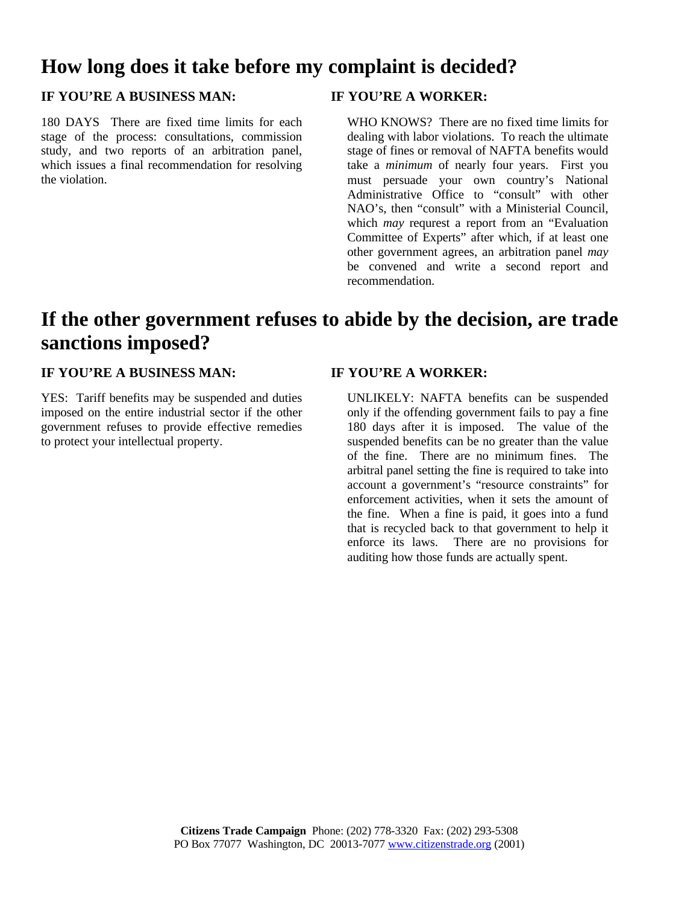# How long does it take before my complaint is decided?

**IF YOU'RE A BUSINESS MAN:**

180 DAYS There are fixed time limits for each stage of the process: consultations, commission study, and two reports of an arbitration panel, which issues a final recommendation for resolving the violation.

**IF YOU'RE A WORKER:**

WHO KNOWS? There are no fixed time limits for dealing with labor violations. To reach the ultimate stage of fines or removal of NAFTA benefits would take a *minimum* of nearly four years. First you must persuade your own country's National Administrative Office to "consult" with other NAO's, then "consult" with a Ministerial Council, which *may* requrest a report from an "Evaluation Committee of Experts" after which, if at least one other government agrees, an arbitration panel *may* be convened and write a second report and recommendation.

# If the other government refuses to abide by the decision, are trade sanctions imposed?

**IF YOU'RE A BUSINESS MAN:**

YES: Tariff benefits may be suspended and duties imposed on the entire industrial sector if the other government refuses to provide effective remedies to protect your intellectual property.

**IF YOU'RE A WORKER:**

UNLIKELY: NAFTA benefits can be suspended only if the offending government fails to pay a fine 180 days after it is imposed. The value of the suspended benefits can be no greater than the value of the fine. There are no minimum fines. The arbitral panel setting the fine is required to take into account a government's "resource constraints" for enforcement activities, when it sets the amount of the fine. When a fine is paid, it goes into a fund that is recycled back to that government to help it enforce its laws. There are no provisions for auditing how those funds are actually spent.

**Citizens Trade Campaign** Phone: (202) 778-3320 Fax: (202) 293-5308
PO Box 77077 Washington, DC 20013-7077 www.citizenstrade.org (2001)